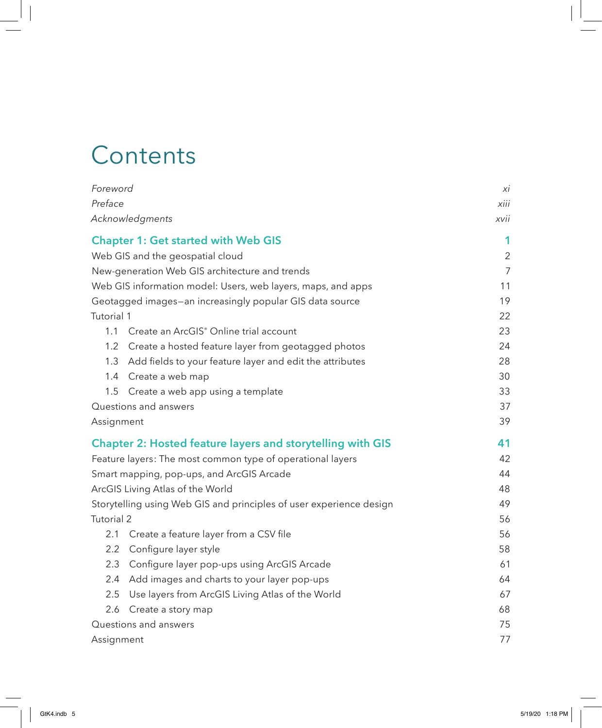# Contents

| | |
|---|---|
| *Foreword* | *xi* |
| *Preface* | *xiii* |
| *Acknowledgments* | *xvii* |
| **Chapter 1: Get started with Web GIS** | **1** |
| Web GIS and the geospatial cloud | 2 |
| New-generation Web GIS architecture and trends | 7 |
| Web GIS information model: Users, web layers, maps, and apps | 11 |
| Geotagged images—an increasingly popular GIS data source | 19 |
| Tutorial 1 | 22 |
| 1.1 Create an ArcGIS® Online trial account | 23 |
| 1.2 Create a hosted feature layer from geotagged photos | 24 |
| 1.3 Add fields to your feature layer and edit the attributes | 28 |
| 1.4 Create a web map | 30 |
| 1.5 Create a web app using a template | 33 |
| Questions and answers | 37 |
| Assignment | 39 |
| **Chapter 2: Hosted feature layers and storytelling with GIS** | **41** |
| Feature layers: The most common type of operational layers | 42 |
| Smart mapping, pop-ups, and ArcGIS Arcade | 44 |
| ArcGIS Living Atlas of the World | 48 |
| Storytelling using Web GIS and principles of user experience design | 49 |
| Tutorial 2 | 56 |
| 2.1 Create a feature layer from a CSV file | 56 |
| 2.2 Configure layer style | 58 |
| 2.3 Configure layer pop-ups using ArcGIS Arcade | 61 |
| 2.4 Add images and charts to your layer pop-ups | 64 |
| 2.5 Use layers from ArcGIS Living Atlas of the World | 67 |
| 2.6 Create a story map | 68 |
| Questions and answers | 75 |
| Assignment | 77 |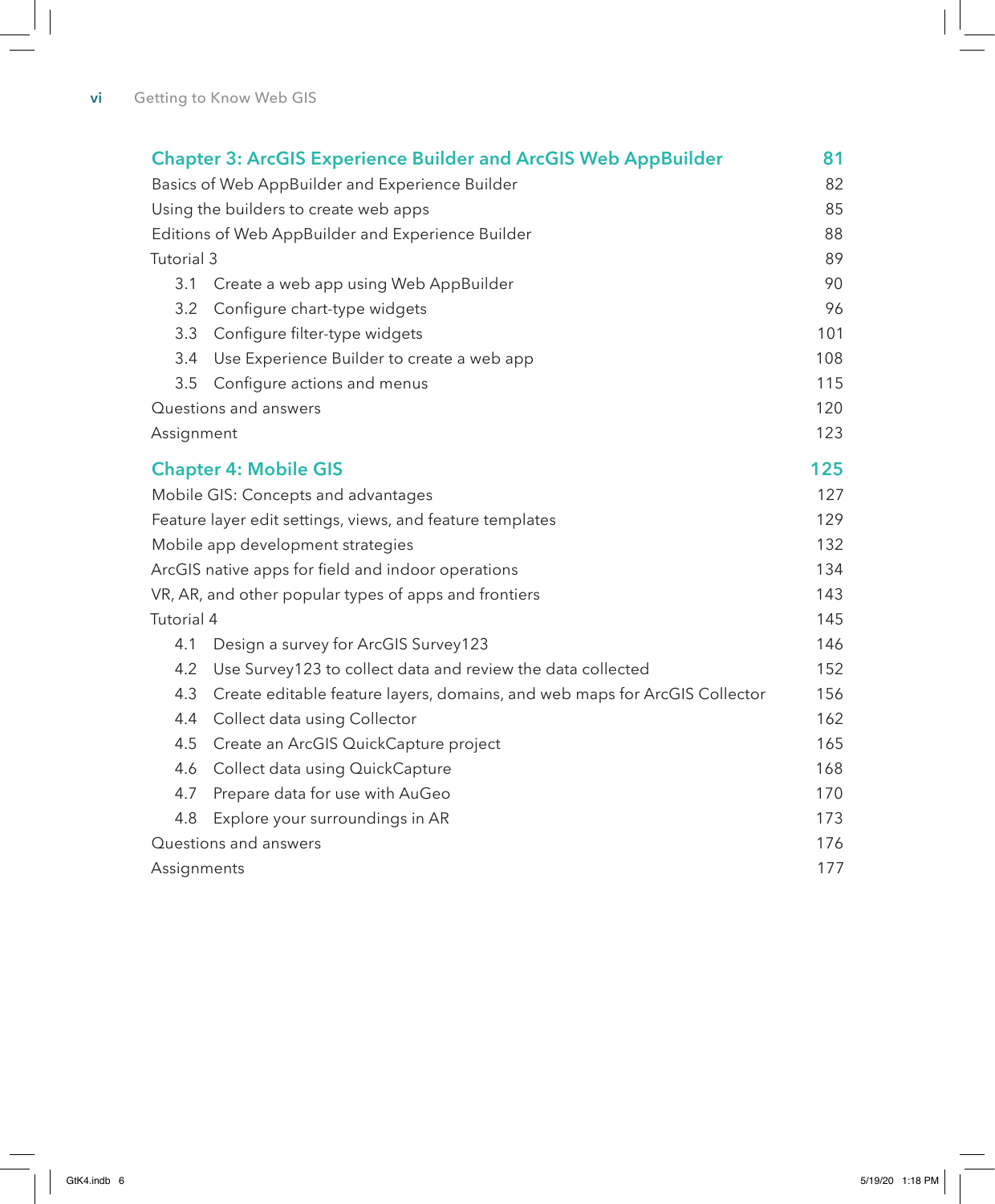## Chapter 3: ArcGIS Experience Builder and ArcGIS Web AppBuilder — 81

| | |
|---|---|
| Basics of Web AppBuilder and Experience Builder | 82 |
| Using the builders to create web apps | 85 |
| Editions of Web AppBuilder and Experience Builder | 88 |
| Tutorial 3 | 89 |
| 3.1 Create a web app using Web AppBuilder | 90 |
| 3.2 Configure chart-type widgets | 96 |
| 3.3 Configure filter-type widgets | 101 |
| 3.4 Use Experience Builder to create a web app | 108 |
| 3.5 Configure actions and menus | 115 |
| Questions and answers | 120 |
| Assignment | 123 |

## Chapter 4: Mobile GIS — 125

| | |
|---|---|
| Mobile GIS: Concepts and advantages | 127 |
| Feature layer edit settings, views, and feature templates | 129 |
| Mobile app development strategies | 132 |
| ArcGIS native apps for field and indoor operations | 134 |
| VR, AR, and other popular types of apps and frontiers | 143 |
| Tutorial 4 | 145 |
| 4.1 Design a survey for ArcGIS Survey123 | 146 |
| 4.2 Use Survey123 to collect data and review the data collected | 152 |
| 4.3 Create editable feature layers, domains, and web maps for ArcGIS Collector | 156 |
| 4.4 Collect data using Collector | 162 |
| 4.5 Create an ArcGIS QuickCapture project | 165 |
| 4.6 Collect data using QuickCapture | 168 |
| 4.7 Prepare data for use with AuGeo | 170 |
| 4.8 Explore your surroundings in AR | 173 |
| Questions and answers | 176 |
| Assignments | 177 |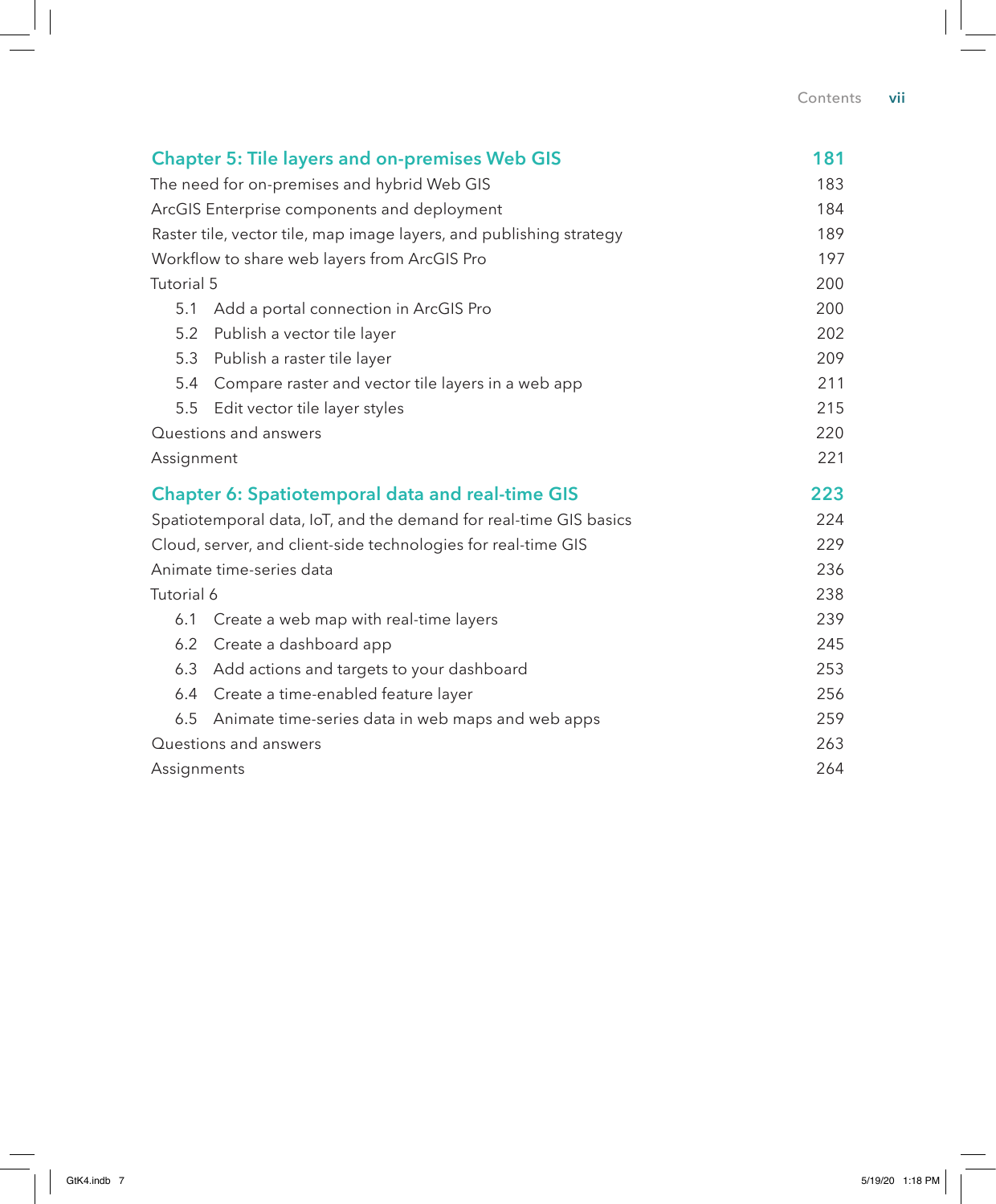## Chapter 5: Tile layers and on-premises Web GIS — 181

| | |
|---|---|
| The need for on-premises and hybrid Web GIS | 183 |
| ArcGIS Enterprise components and deployment | 184 |
| Raster tile, vector tile, map image layers, and publishing strategy | 189 |
| Workflow to share web layers from ArcGIS Pro | 197 |
| Tutorial 5 | 200 |
| 5.1 Add a portal connection in ArcGIS Pro | 200 |
| 5.2 Publish a vector tile layer | 202 |
| 5.3 Publish a raster tile layer | 209 |
| 5.4 Compare raster and vector tile layers in a web app | 211 |
| 5.5 Edit vector tile layer styles | 215 |
| Questions and answers | 220 |
| Assignment | 221 |

## Chapter 6: Spatiotemporal data and real-time GIS — 223

| | |
|---|---|
| Spatiotemporal data, IoT, and the demand for real-time GIS basics | 224 |
| Cloud, server, and client-side technologies for real-time GIS | 229 |
| Animate time-series data | 236 |
| Tutorial 6 | 238 |
| 6.1 Create a web map with real-time layers | 239 |
| 6.2 Create a dashboard app | 245 |
| 6.3 Add actions and targets to your dashboard | 253 |
| 6.4 Create a time-enabled feature layer | 256 |
| 6.5 Animate time-series data in web maps and web apps | 259 |
| Questions and answers | 263 |
| Assignments | 264 |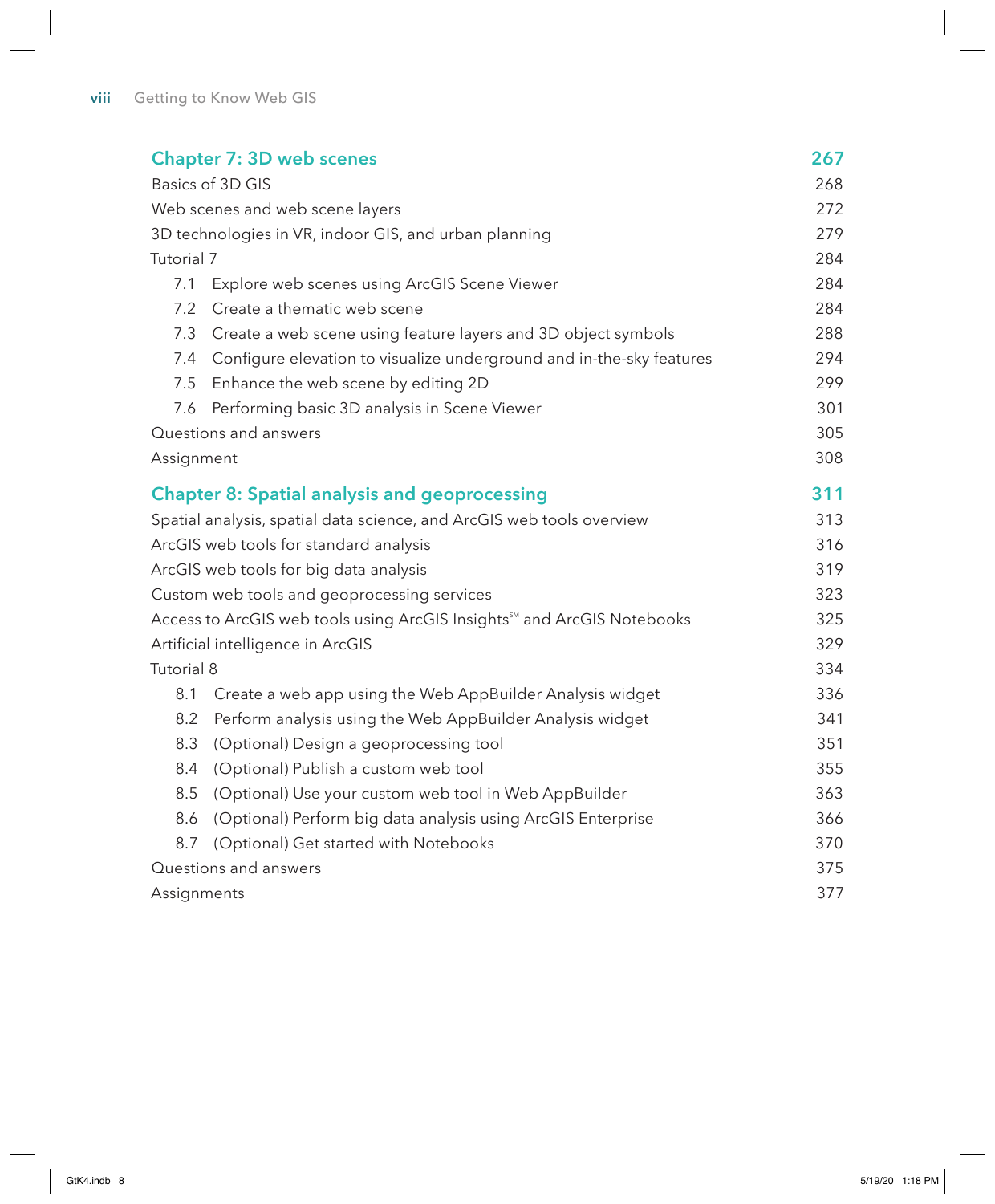## Chapter 7: 3D web scenes — 267

| | |
|---|---|
| Basics of 3D GIS | 268 |
| Web scenes and web scene layers | 272 |
| 3D technologies in VR, indoor GIS, and urban planning | 279 |
| Tutorial 7 | 284 |
| 7.1 Explore web scenes using ArcGIS Scene Viewer | 284 |
| 7.2 Create a thematic web scene | 284 |
| 7.3 Create a web scene using feature layers and 3D object symbols | 288 |
| 7.4 Configure elevation to visualize underground and in-the-sky features | 294 |
| 7.5 Enhance the web scene by editing 2D | 299 |
| 7.6 Performing basic 3D analysis in Scene Viewer | 301 |
| Questions and answers | 305 |
| Assignment | 308 |

## Chapter 8: Spatial analysis and geoprocessing — 311

| | |
|---|---|
| Spatial analysis, spatial data science, and ArcGIS web tools overview | 313 |
| ArcGIS web tools for standard analysis | 316 |
| ArcGIS web tools for big data analysis | 319 |
| Custom web tools and geoprocessing services | 323 |
| Access to ArcGIS web tools using ArcGIS Insights℠ and ArcGIS Notebooks | 325 |
| Artificial intelligence in ArcGIS | 329 |
| Tutorial 8 | 334 |
| 8.1 Create a web app using the Web AppBuilder Analysis widget | 336 |
| 8.2 Perform analysis using the Web AppBuilder Analysis widget | 341 |
| 8.3 (Optional) Design a geoprocessing tool | 351 |
| 8.4 (Optional) Publish a custom web tool | 355 |
| 8.5 (Optional) Use your custom web tool in Web AppBuilder | 363 |
| 8.6 (Optional) Perform big data analysis using ArcGIS Enterprise | 366 |
| 8.7 (Optional) Get started with Notebooks | 370 |
| Questions and answers | 375 |
| Assignments | 377 |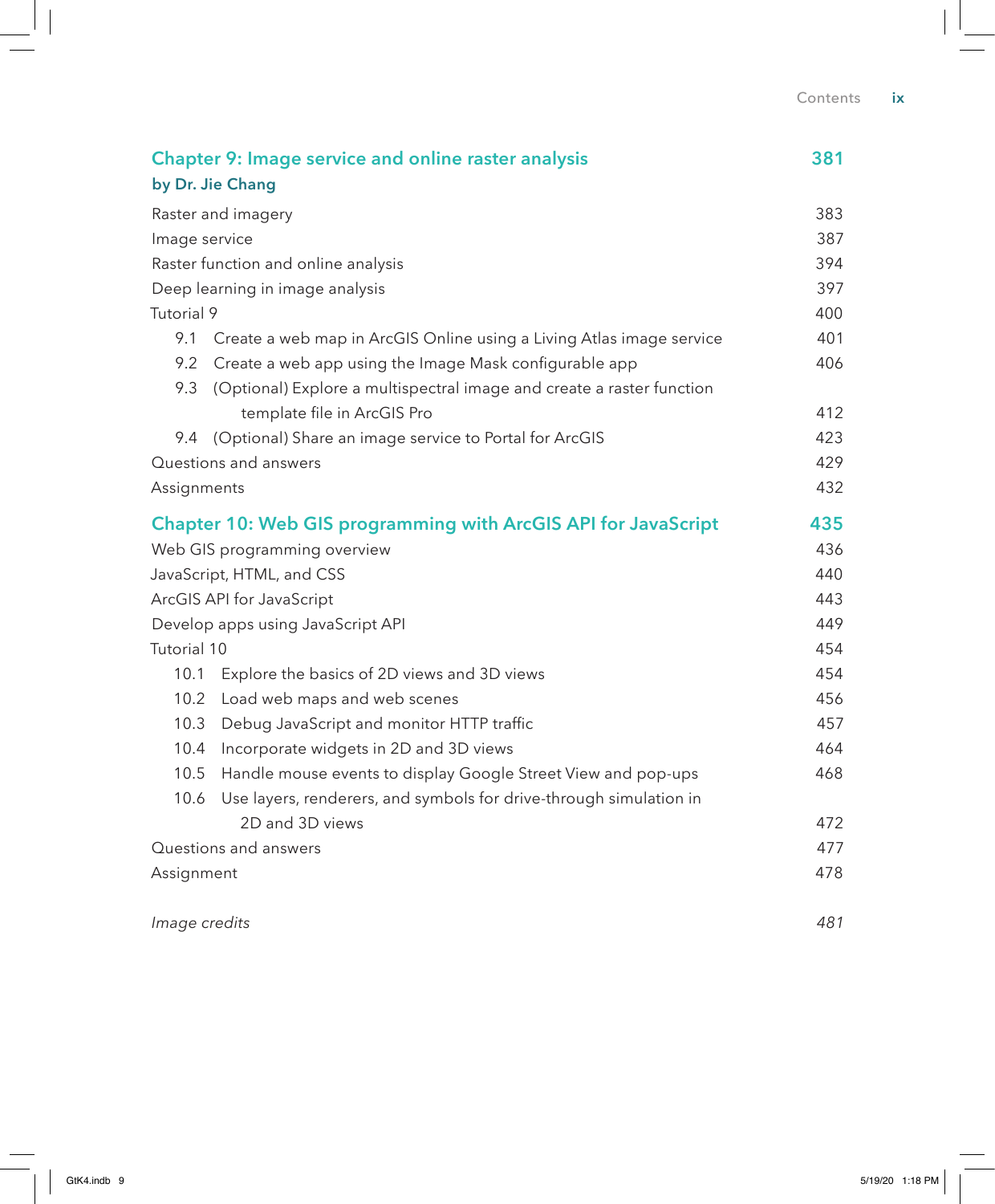## Chapter 9: Image service and online raster analysis — 381

**by Dr. Jie Chang**

| | |
|---|---|
| Raster and imagery | 383 |
| Image service | 387 |
| Raster function and online analysis | 394 |
| Deep learning in image analysis | 397 |
| Tutorial 9 | 400 |
| 9.1 Create a web map in ArcGIS Online using a Living Atlas image service | 401 |
| 9.2 Create a web app using the Image Mask configurable app | 406 |
| 9.3 (Optional) Explore a multispectral image and create a raster function template file in ArcGIS Pro | 412 |
| 9.4 (Optional) Share an image service to Portal for ArcGIS | 423 |
| Questions and answers | 429 |
| Assignments | 432 |

## Chapter 10: Web GIS programming with ArcGIS API for JavaScript — 435

| | |
|---|---|
| Web GIS programming overview | 436 |
| JavaScript, HTML, and CSS | 440 |
| ArcGIS API for JavaScript | 443 |
| Develop apps using JavaScript API | 449 |
| Tutorial 10 | 454 |
| 10.1 Explore the basics of 2D views and 3D views | 454 |
| 10.2 Load web maps and web scenes | 456 |
| 10.3 Debug JavaScript and monitor HTTP traffic | 457 |
| 10.4 Incorporate widgets in 2D and 3D views | 464 |
| 10.5 Handle mouse events to display Google Street View and pop-ups | 468 |
| 10.6 Use layers, renderers, and symbols for drive-through simulation in 2D and 3D views | 472 |
| Questions and answers | 477 |
| Assignment | 478 |

*Image credits* — *481*